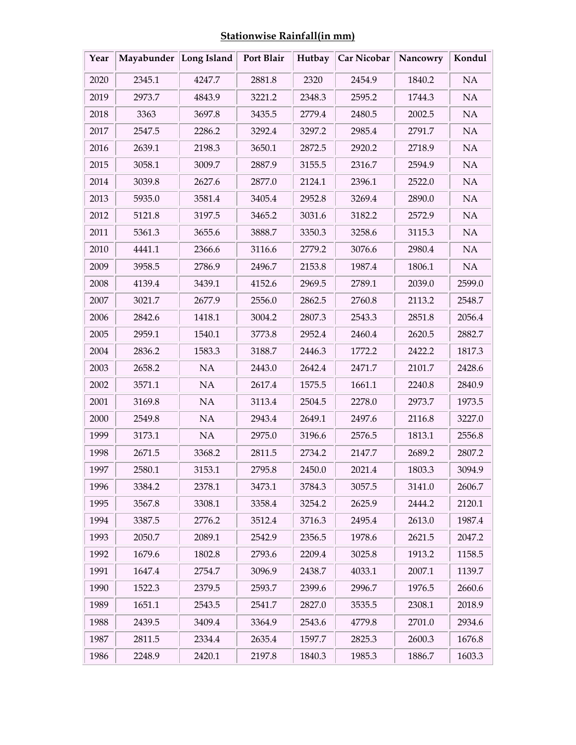**Stationwise Rainfall(in mm)**

| Year | Mayabunder | Long Island | Port Blair | Hutbay | Car Nicobar | Nancowry | Kondul |
|---|---|---|---|---|---|---|---|
| 2020 | 2345.1 | 4247.7 | 2881.8 | 2320 | 2454.9 | 1840.2 | NA |
| 2019 | 2973.7 | 4843.9 | 3221.2 | 2348.3 | 2595.2 | 1744.3 | NA |
| 2018 | 3363 | 3697.8 | 3435.5 | 2779.4 | 2480.5 | 2002.5 | NA |
| 2017 | 2547.5 | 2286.2 | 3292.4 | 3297.2 | 2985.4 | 2791.7 | NA |
| 2016 | 2639.1 | 2198.3 | 3650.1 | 2872.5 | 2920.2 | 2718.9 | NA |
| 2015 | 3058.1 | 3009.7 | 2887.9 | 3155.5 | 2316.7 | 2594.9 | NA |
| 2014 | 3039.8 | 2627.6 | 2877.0 | 2124.1 | 2396.1 | 2522.0 | NA |
| 2013 | 5935.0 | 3581.4 | 3405.4 | 2952.8 | 3269.4 | 2890.0 | NA |
| 2012 | 5121.8 | 3197.5 | 3465.2 | 3031.6 | 3182.2 | 2572.9 | NA |
| 2011 | 5361.3 | 3655.6 | 3888.7 | 3350.3 | 3258.6 | 3115.3 | NA |
| 2010 | 4441.1 | 2366.6 | 3116.6 | 2779.2 | 3076.6 | 2980.4 | NA |
| 2009 | 3958.5 | 2786.9 | 2496.7 | 2153.8 | 1987.4 | 1806.1 | NA |
| 2008 | 4139.4 | 3439.1 | 4152.6 | 2969.5 | 2789.1 | 2039.0 | 2599.0 |
| 2007 | 3021.7 | 2677.9 | 2556.0 | 2862.5 | 2760.8 | 2113.2 | 2548.7 |
| 2006 | 2842.6 | 1418.1 | 3004.2 | 2807.3 | 2543.3 | 2851.8 | 2056.4 |
| 2005 | 2959.1 | 1540.1 | 3773.8 | 2952.4 | 2460.4 | 2620.5 | 2882.7 |
| 2004 | 2836.2 | 1583.3 | 3188.7 | 2446.3 | 1772.2 | 2422.2 | 1817.3 |
| 2003 | 2658.2 | NA | 2443.0 | 2642.4 | 2471.7 | 2101.7 | 2428.6 |
| 2002 | 3571.1 | NA | 2617.4 | 1575.5 | 1661.1 | 2240.8 | 2840.9 |
| 2001 | 3169.8 | NA | 3113.4 | 2504.5 | 2278.0 | 2973.7 | 1973.5 |
| 2000 | 2549.8 | NA | 2943.4 | 2649.1 | 2497.6 | 2116.8 | 3227.0 |
| 1999 | 3173.1 | NA | 2975.0 | 3196.6 | 2576.5 | 1813.1 | 2556.8 |
| 1998 | 2671.5 | 3368.2 | 2811.5 | 2734.2 | 2147.7 | 2689.2 | 2807.2 |
| 1997 | 2580.1 | 3153.1 | 2795.8 | 2450.0 | 2021.4 | 1803.3 | 3094.9 |
| 1996 | 3384.2 | 2378.1 | 3473.1 | 3784.3 | 3057.5 | 3141.0 | 2606.7 |
| 1995 | 3567.8 | 3308.1 | 3358.4 | 3254.2 | 2625.9 | 2444.2 | 2120.1 |
| 1994 | 3387.5 | 2776.2 | 3512.4 | 3716.3 | 2495.4 | 2613.0 | 1987.4 |
| 1993 | 2050.7 | 2089.1 | 2542.9 | 2356.5 | 1978.6 | 2621.5 | 2047.2 |
| 1992 | 1679.6 | 1802.8 | 2793.6 | 2209.4 | 3025.8 | 1913.2 | 1158.5 |
| 1991 | 1647.4 | 2754.7 | 3096.9 | 2438.7 | 4033.1 | 2007.1 | 1139.7 |
| 1990 | 1522.3 | 2379.5 | 2593.7 | 2399.6 | 2996.7 | 1976.5 | 2660.6 |
| 1989 | 1651.1 | 2543.5 | 2541.7 | 2827.0 | 3535.5 | 2308.1 | 2018.9 |
| 1988 | 2439.5 | 3409.4 | 3364.9 | 2543.6 | 4779.8 | 2701.0 | 2934.6 |
| 1987 | 2811.5 | 2334.4 | 2635.4 | 1597.7 | 2825.3 | 2600.3 | 1676.8 |
| 1986 | 2248.9 | 2420.1 | 2197.8 | 1840.3 | 1985.3 | 1886.7 | 1603.3 |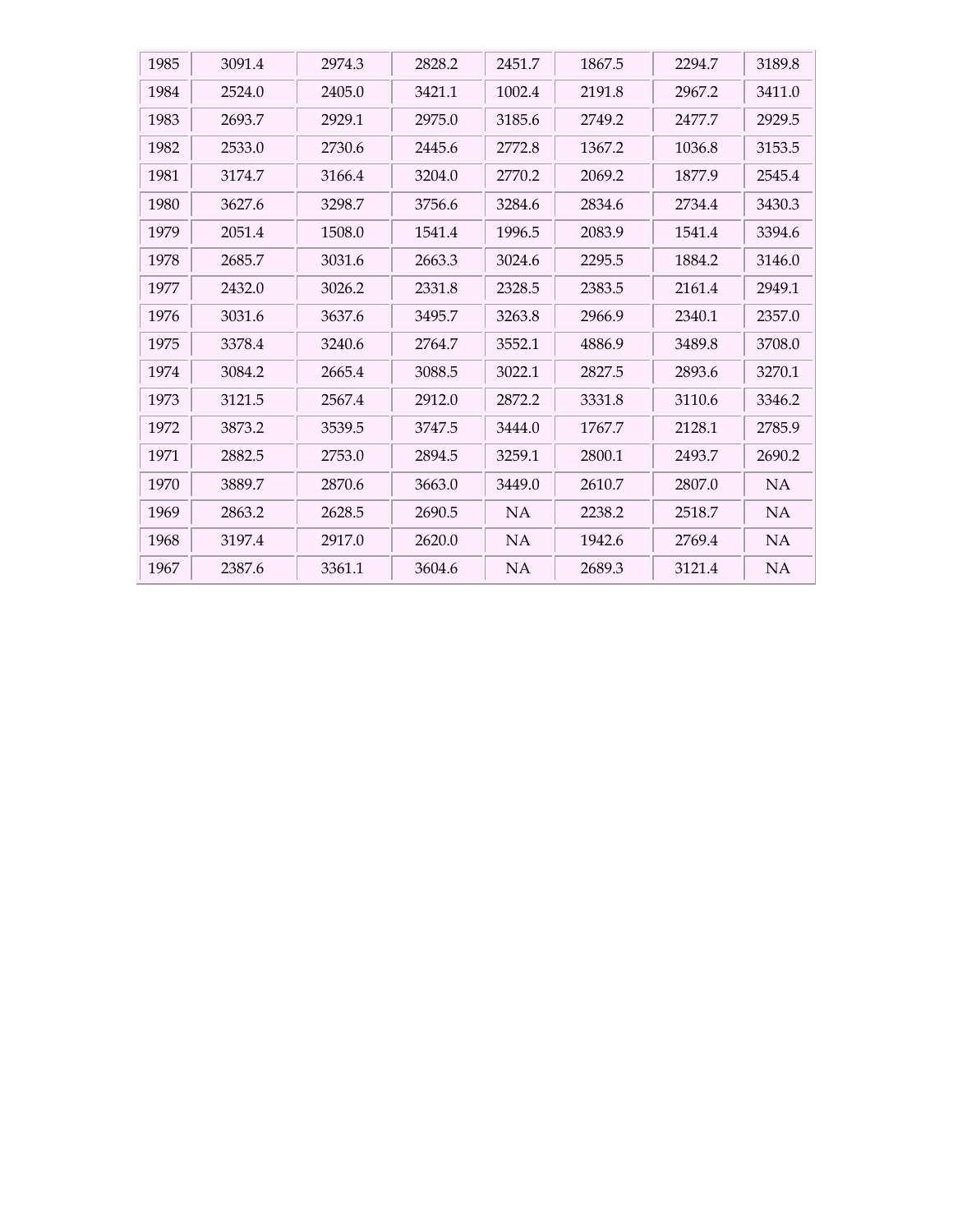| | | | | | | | |
|---|---|---|---|---|---|---|---|
| 1985 | 3091.4 | 2974.3 | 2828.2 | 2451.7 | 1867.5 | 2294.7 | 3189.8 |
| 1984 | 2524.0 | 2405.0 | 3421.1 | 1002.4 | 2191.8 | 2967.2 | 3411.0 |
| 1983 | 2693.7 | 2929.1 | 2975.0 | 3185.6 | 2749.2 | 2477.7 | 2929.5 |
| 1982 | 2533.0 | 2730.6 | 2445.6 | 2772.8 | 1367.2 | 1036.8 | 3153.5 |
| 1981 | 3174.7 | 3166.4 | 3204.0 | 2770.2 | 2069.2 | 1877.9 | 2545.4 |
| 1980 | 3627.6 | 3298.7 | 3756.6 | 3284.6 | 2834.6 | 2734.4 | 3430.3 |
| 1979 | 2051.4 | 1508.0 | 1541.4 | 1996.5 | 2083.9 | 1541.4 | 3394.6 |
| 1978 | 2685.7 | 3031.6 | 2663.3 | 3024.6 | 2295.5 | 1884.2 | 3146.0 |
| 1977 | 2432.0 | 3026.2 | 2331.8 | 2328.5 | 2383.5 | 2161.4 | 2949.1 |
| 1976 | 3031.6 | 3637.6 | 3495.7 | 3263.8 | 2966.9 | 2340.1 | 2357.0 |
| 1975 | 3378.4 | 3240.6 | 2764.7 | 3552.1 | 4886.9 | 3489.8 | 3708.0 |
| 1974 | 3084.2 | 2665.4 | 3088.5 | 3022.1 | 2827.5 | 2893.6 | 3270.1 |
| 1973 | 3121.5 | 2567.4 | 2912.0 | 2872.2 | 3331.8 | 3110.6 | 3346.2 |
| 1972 | 3873.2 | 3539.5 | 3747.5 | 3444.0 | 1767.7 | 2128.1 | 2785.9 |
| 1971 | 2882.5 | 2753.0 | 2894.5 | 3259.1 | 2800.1 | 2493.7 | 2690.2 |
| 1970 | 3889.7 | 2870.6 | 3663.0 | 3449.0 | 2610.7 | 2807.0 | NA |
| 1969 | 2863.2 | 2628.5 | 2690.5 | NA | 2238.2 | 2518.7 | NA |
| 1968 | 3197.4 | 2917.0 | 2620.0 | NA | 1942.6 | 2769.4 | NA |
| 1967 | 2387.6 | 3361.1 | 3604.6 | NA | 2689.3 | 3121.4 | NA |